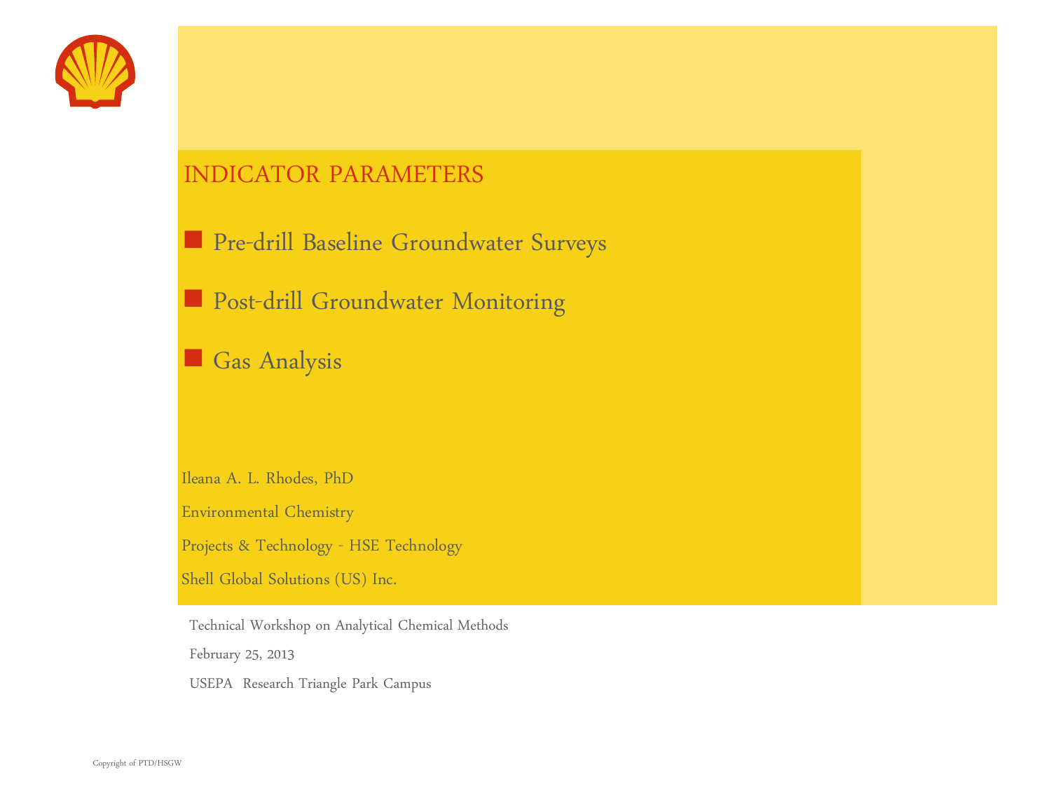# INDICATOR PARAMETERS

- Pre-drill Baseline Groundwater Surveys
- Post-drill Groundwater Monitoring
- Gas Analysis

Ileana A. L. Rhodes, PhD

Environmental Chemistry

Projects & Technology - HSE Technology

Shell Global Solutions (US) Inc.

Technical Workshop on Analytical Chemical Methods

February 25, 2013

USEPA Research Triangle Park Campus

Copyright of PTD/HSGW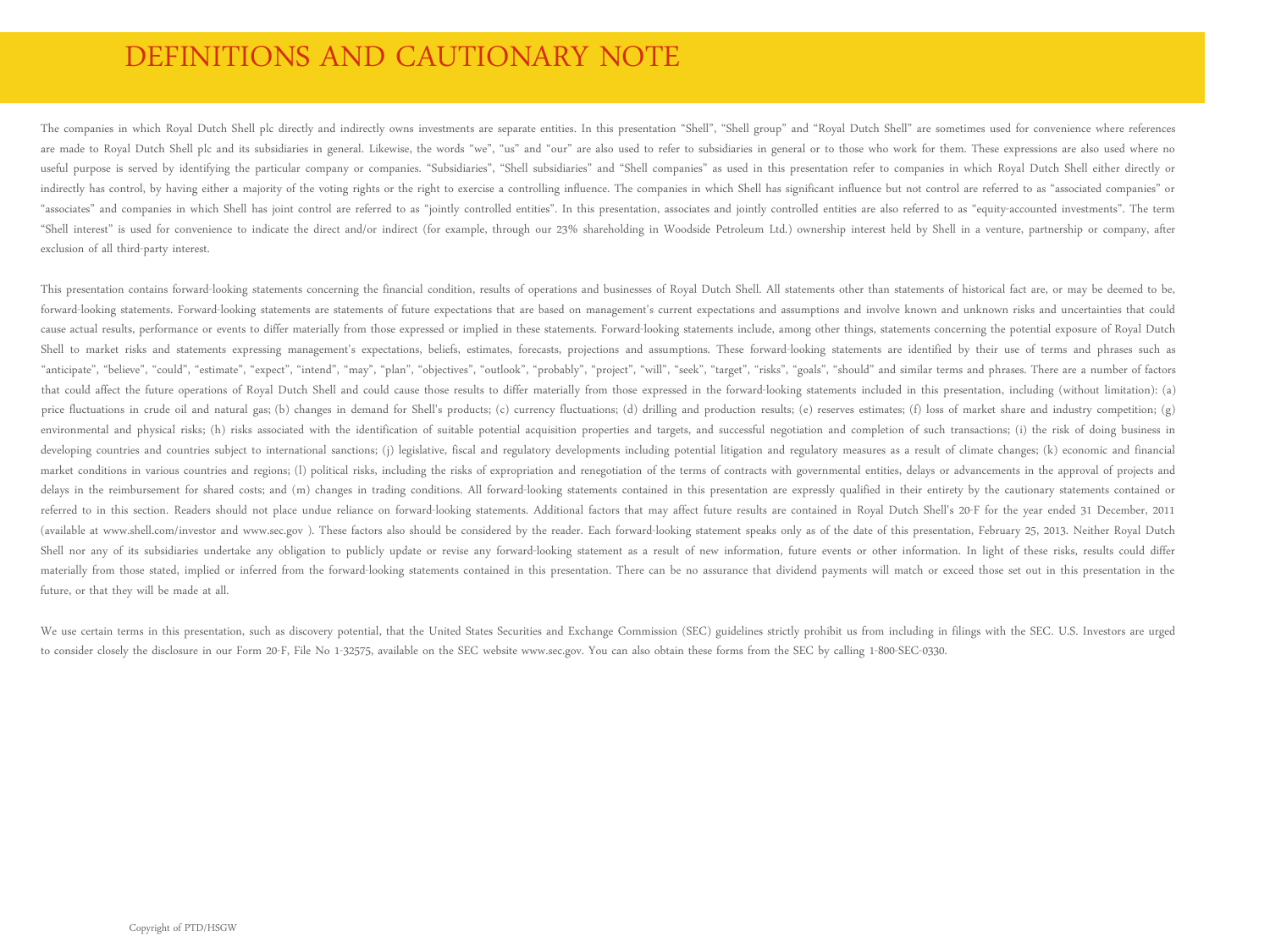# DEFINITIONS AND CAUTIONARY NOTE

The companies in which Royal Dutch Shell plc directly and indirectly owns investments are separate entities. In this presentation "Shell", "Shell group" and "Royal Dutch Shell" are sometimes used for convenience where references are made to Royal Dutch Shell plc and its subsidiaries in general. Likewise, the words "we", "us" and "our" are also used to refer to subsidiaries in general or to those who work for them. These expressions are also used where no useful purpose is served by identifying the particular company or companies. "Subsidiaries", "Shell subsidiaries" and "Shell companies" as used in this presentation refer to companies in which Royal Dutch Shell either directly or indirectly has control, by having either a majority of the voting rights or the right to exercise a controlling influence. The companies in which Shell has significant influence but not control are referred to as "associated companies" or "associates" and companies in which Shell has joint control are referred to as "jointly controlled entities". In this presentation, associates and jointly controlled entities are also referred to as "equity-accounted investments". The term "Shell interest" is used for convenience to indicate the direct and/or indirect (for example, through our 23% shareholding in Woodside Petroleum Ltd.) ownership interest held by Shell in a venture, partnership or company, after exclusion of all third-party interest.

This presentation contains forward-looking statements concerning the financial condition, results of operations and businesses of Royal Dutch Shell. All statements other than statements of historical fact are, or may be deemed to be, forward-looking statements. Forward-looking statements are statements of future expectations that are based on management's current expectations and assumptions and involve known and unknown risks and uncertainties that could cause actual results, performance or events to differ materially from those expressed or implied in these statements. Forward-looking statements include, among other things, statements concerning the potential exposure of Royal Dutch Shell to market risks and statements expressing management's expectations, beliefs, estimates, forecasts, projections and assumptions. These forward-looking statements are identified by their use of terms and phrases such as "anticipate", "believe", "could", "estimate", "expect", "intend", "may", "plan", "objectives", "outlook", "probably", "project", "will", "seek", "target", "risks", "goals", "should" and similar terms and phrases. There are a number of factors that could affect the future operations of Royal Dutch Shell and could cause those results to differ materially from those expressed in the forward-looking statements included in this presentation, including (without limitation): (a) price fluctuations in crude oil and natural gas; (b) changes in demand for Shell's products; (c) currency fluctuations; (d) drilling and production results; (e) reserves estimates; (f) loss of market share and industry competition; (g) environmental and physical risks; (h) risks associated with the identification of suitable potential acquisition properties and targets, and successful negotiation and completion of such transactions; (i) the risk of doing business in developing countries and countries subject to international sanctions; (j) legislative, fiscal and regulatory developments including potential litigation and regulatory measures as a result of climate changes; (k) economic and financial market conditions in various countries and regions; (l) political risks, including the risks of expropriation and renegotiation of the terms of contracts with governmental entities, delays or advancements in the approval of projects and delays in the reimbursement for shared costs; and (m) changes in trading conditions. All forward-looking statements contained in this presentation are expressly qualified in their entirety by the cautionary statements contained or referred to in this section. Readers should not place undue reliance on forward-looking statements. Additional factors that may affect future results are contained in Royal Dutch Shell's 20-F for the year ended 31 December, 2011 (available at www.shell.com/investor and www.sec.gov ). These factors also should be considered by the reader. Each forward-looking statement speaks only as of the date of this presentation, February 25, 2013. Neither Royal Dutch Shell nor any of its subsidiaries undertake any obligation to publicly update or revise any forward-looking statement as a result of new information, future events or other information. In light of these risks, results could differ materially from those stated, implied or inferred from the forward-looking statements contained in this presentation. There can be no assurance that dividend payments will match or exceed those set out in this presentation in the future, or that they will be made at all.

We use certain terms in this presentation, such as discovery potential, that the United States Securities and Exchange Commission (SEC) guidelines strictly prohibit us from including in filings with the SEC. U.S. Investors are urged to consider closely the disclosure in our Form 20-F, File No 1-32575, available on the SEC website www.sec.gov. You can also obtain these forms from the SEC by calling 1-800-SEC-0330.

Copyright of PTD/HSGW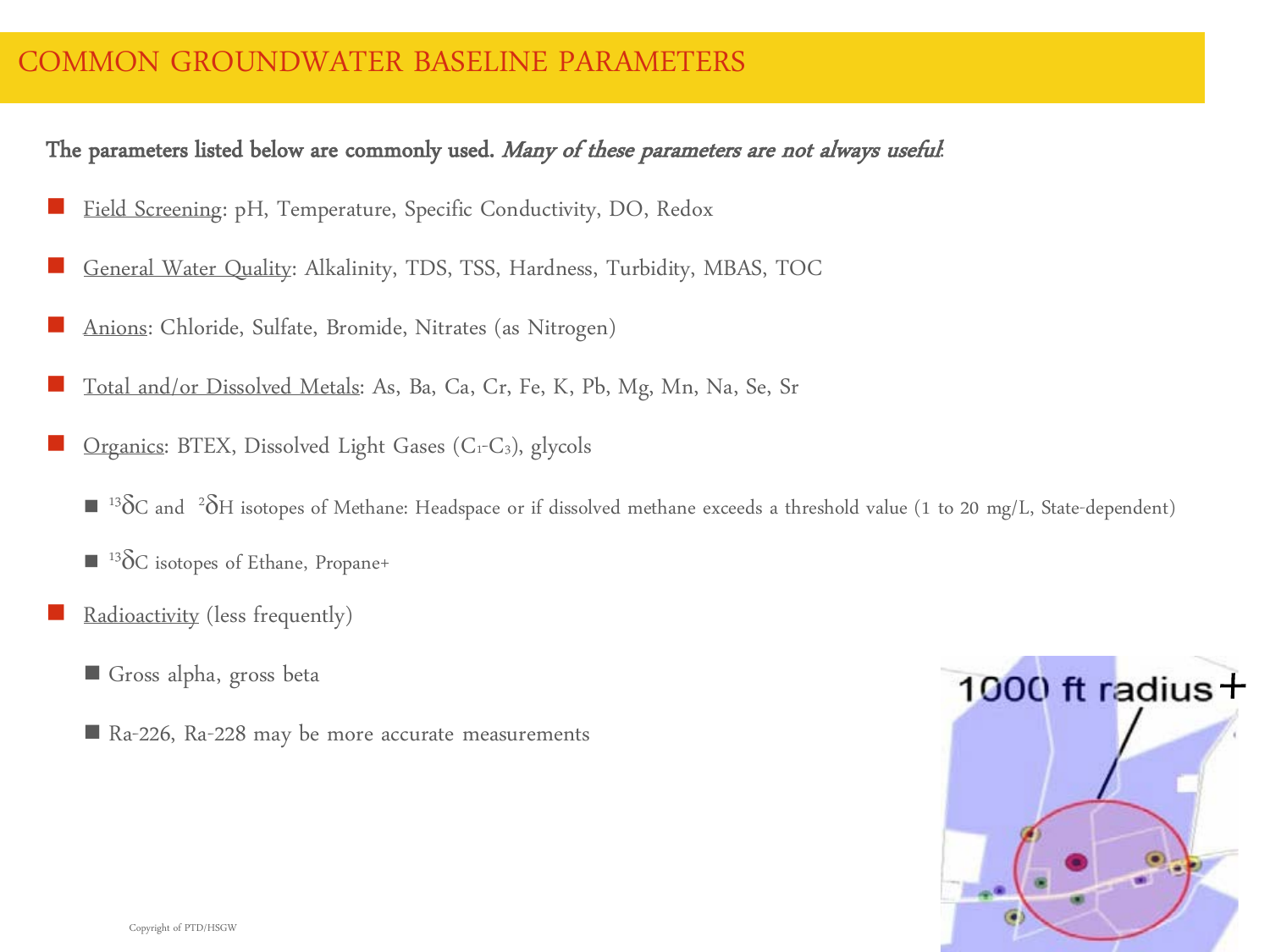# COMMON GROUNDWATER BASELINE PARAMETERS

**The parameters listed below are commonly used.** ***Many of these parameters are not always useful*****:**

- Field Screening: pH, Temperature, Specific Conductivity, DO, Redox
- General Water Quality: Alkalinity, TDS, TSS, Hardness, Turbidity, MBAS, TOC
- Anions: Chloride, Sulfate, Bromide, Nitrates (as Nitrogen)
- Total and/or Dissolved Metals: As, Ba, Ca, Cr, Fe, K, Pb, Mg, Mn, Na, Se, Sr
- Organics: BTEX, Dissolved Light Gases ($C_1$-$C_3$), glycols
  - $^{13}\delta C$ and $^{2}\delta H$ isotopes of Methane: Headspace or if dissolved methane exceeds a threshold value (1 to 20 mg/L, State-dependent)
  - $^{13}\delta C$ isotopes of Ethane, Propane+
- Radioactivity (less frequently)
  - Gross alpha, gross beta
  - Ra-226, Ra-228 may be more accurate measurements

1000 ft radius+

Copyright of PTD/HSGW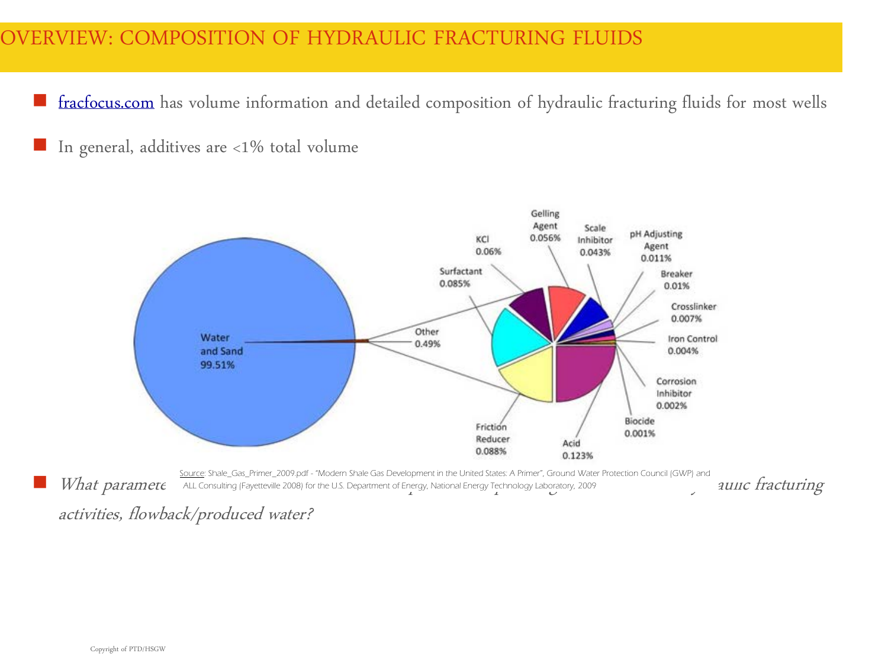# OVERVIEW: COMPOSITION OF HYDRAULIC FRACTURING FLUIDS

- fracfocus.com has volume information and detailed composition of hydraulic fracturing fluids for most wells
- In general, additives are <1% total volume

Water and Sand 99.51%

Other 0.49%

KCl 0.06%

Gelling Agent 0.056%

Scale Inhibitor 0.043%

pH Adjusting Agent 0.011%

Surfactant 0.085%

Breaker 0.01%

Crosslinker 0.007%

Iron Control 0.004%

Corrosion Inhibitor 0.002%

Biocide 0.001%

Friction Reducer 0.088%

Acid 0.123%

Source: Shale_Gas_Primer_2009.pdf - "Modern Shale Gas Development in the United States: A Primer", Ground Water Protection Council (GWP) and ALL Consulting (Fayetteville 2008) for the U.S. Department of Energy, National Energy Technology Laboratory, 2009

- *What paramete… …aulic fracturing activities, flowback/produced water?*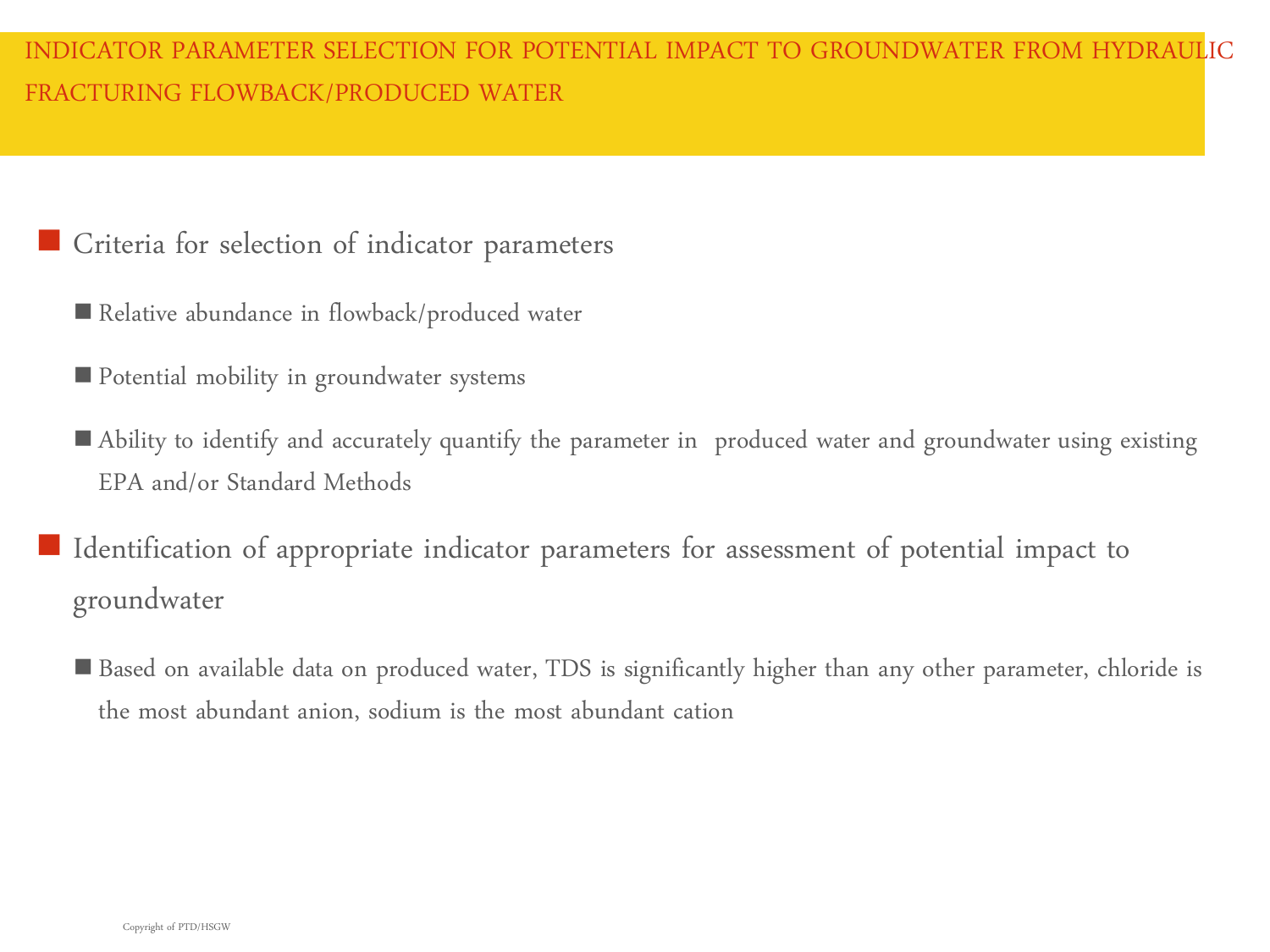## INDICATOR PARAMETER SELECTION FOR POTENTIAL IMPACT TO GROUNDWATER FROM HYDRAULIC FRACTURING FLOWBACK/PRODUCED WATER

- Criteria for selection of indicator parameters
  - Relative abundance in flowback/produced water
  - Potential mobility in groundwater systems
  - Ability to identify and accurately quantify the parameter in produced water and groundwater using existing EPA and/or Standard Methods
- Identification of appropriate indicator parameters for assessment of potential impact to groundwater
  - Based on available data on produced water, TDS is significantly higher than any other parameter, chloride is the most abundant anion, sodium is the most abundant cation

Copyright of PTD/HSGW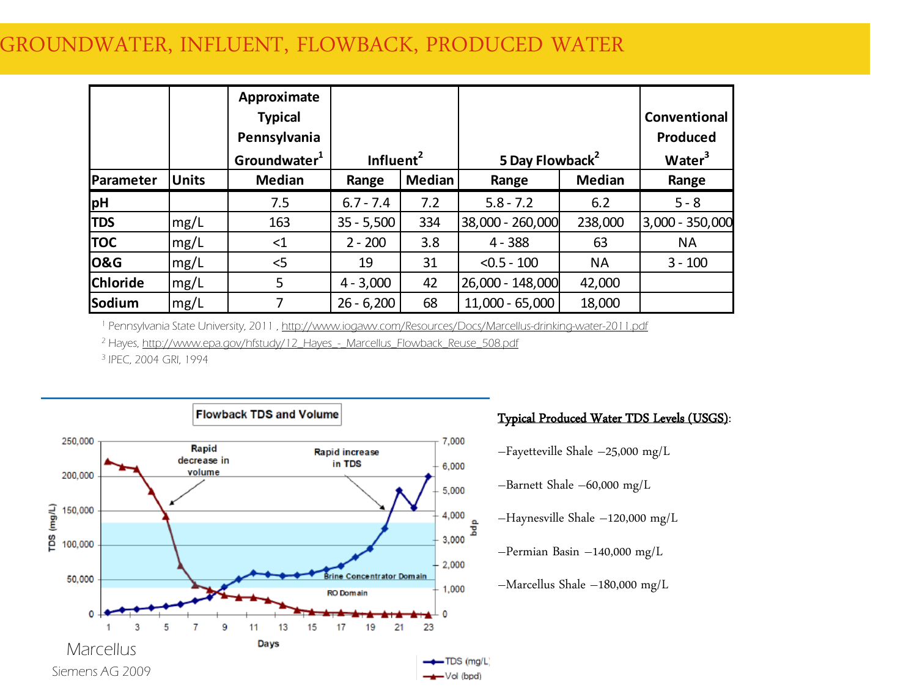# GROUNDWATER, INFLUENT, FLOWBACK, PRODUCED WATER

| | | Approximate Typical Pennsylvania Groundwater[1] | Influent[2] | | 5 Day Flowback[2] | | Conventional Produced Water[3] |
|---|---|---|---|---|---|---|---|
| Parameter | Units | Median | Range | Median | Range | Median | Range |
| pH | | 7.5 | 6.7 - 7.4 | 7.2 | 5.8 - 7.2 | 6.2 | 5 - 8 |
| TDS | mg/L | 163 | 35 - 5,500 | 334 | 38,000 - 260,000 | 238,000 | 3,000 - 350,000 |
| TOC | mg/L | <1 | 2 - 200 | 3.8 | 4 - 388 | 63 | NA |
| O&G | mg/L | <5 | 19 | 31 | <0.5 - 100 | NA | 3 - 100 |
| Chloride | mg/L | 5 | 4 - 3,000 | 42 | 26,000 - 148,000 | 42,000 | |
| Sodium | mg/L | 7 | 26 - 6,200 | 68 | 11,000 - 65,000 | 18,000 | |

[1] Pennsylvania State University, 2011 , http://www.iogawv.com/Resources/Docs/Marcellus-drinking-water-2011.pdf

[2] Hayes, http://www.epa.gov/hfstudy/12_Hayes_-_Marcellus_Flowback_Reuse_508.pdf

[3] IPEC, 2004 GRI, 1994

Marcellus

Siemens AG 2009

**Typical Produced Water TDS Levels (USGS):**

–Fayetteville Shale –25,000 mg/L

–Barnett Shale –60,000 mg/L

–Haynesville Shale –120,000 mg/L

–Permian Basin –140,000 mg/L

–Marcellus Shale –180,000 mg/L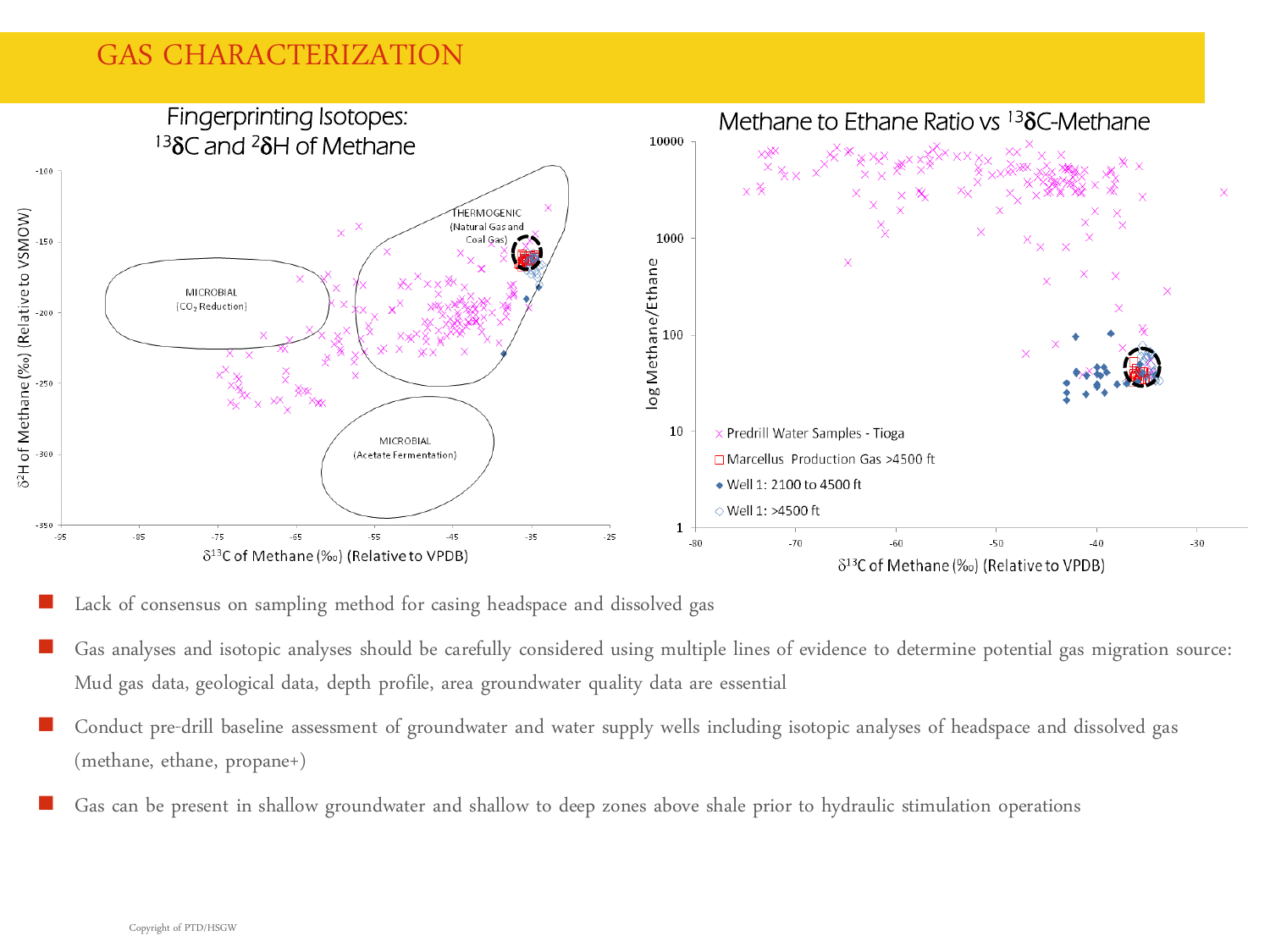# GAS CHARACTERIZATION

**Fingerprinting Isotopes: $^{13}\delta C$ and $^{2}\delta H$ of Methane**

**Methane to Ethane Ratio vs $^{13}\delta C$-Methane**

- Lack of consensus on sampling method for casing headspace and dissolved gas
- Gas analyses and isotopic analyses should be carefully considered using multiple lines of evidence to determine potential gas migration source: Mud gas data, geological data, depth profile, area groundwater quality data are essential
- Conduct pre-drill baseline assessment of groundwater and water supply wells including isotopic analyses of headspace and dissolved gas (methane, ethane, propane+)
- Gas can be present in shallow groundwater and shallow to deep zones above shale prior to hydraulic stimulation operations

Copyright of PTD/HSGW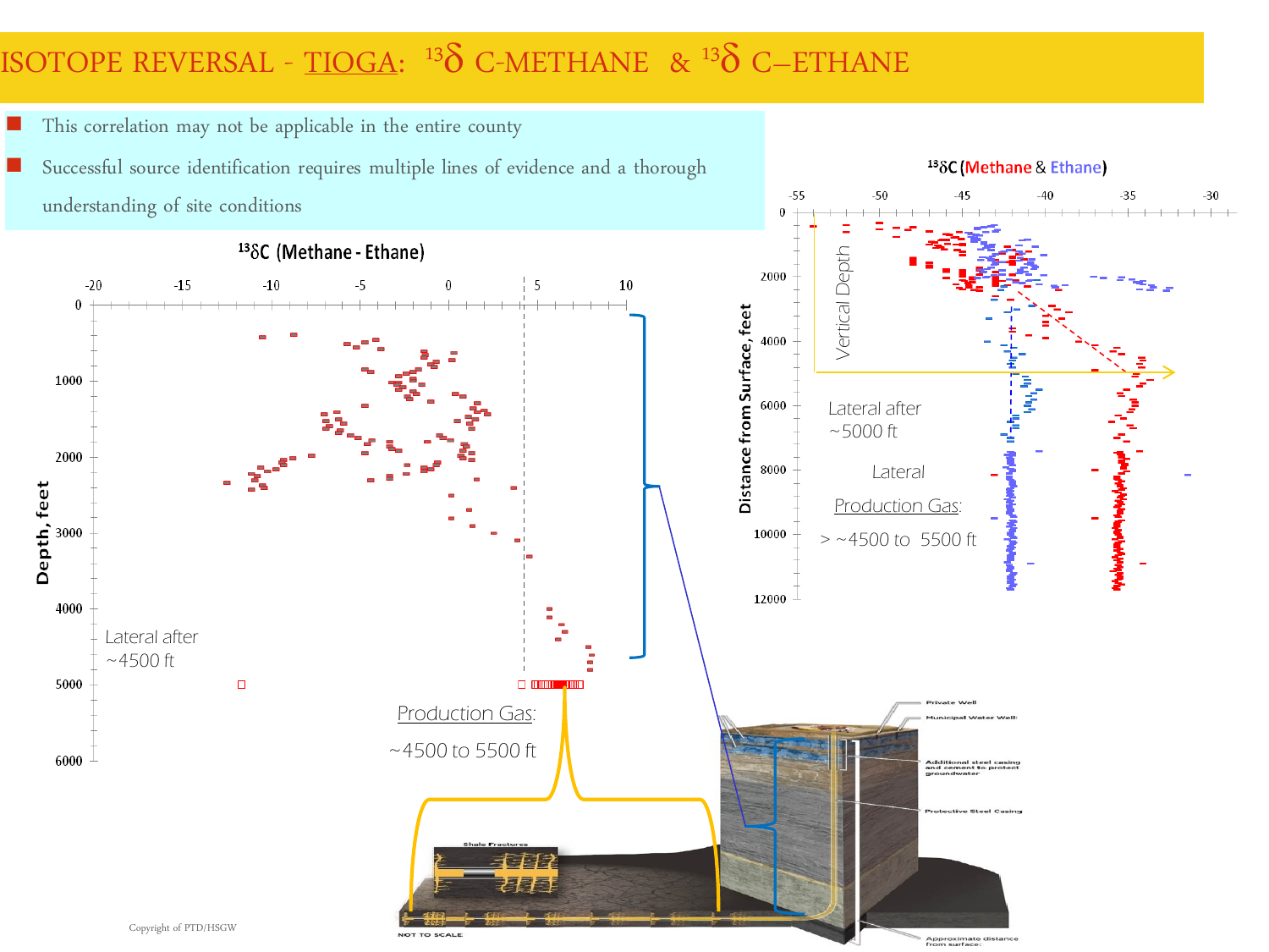# ISOTOPE REVERSAL - TIOGA: $^{13}\delta$ C-METHANE & $^{13}\delta$ C–ETHANE

- This correlation may not be applicable in the entire county
- Successful source identification requires multiple lines of evidence and a thorough understanding of site conditions

$^{13}\delta C$ (Methane - Ethane)

Lateral after ~4500 ft

Production Gas: ~4500 to 5500 ft

$^{13}\delta C$ (Methane & Ethane)

Lateral after ~5000 ft

Lateral Production Gas: > ~4500 to 5500 ft

Copyright of PTD/HSGW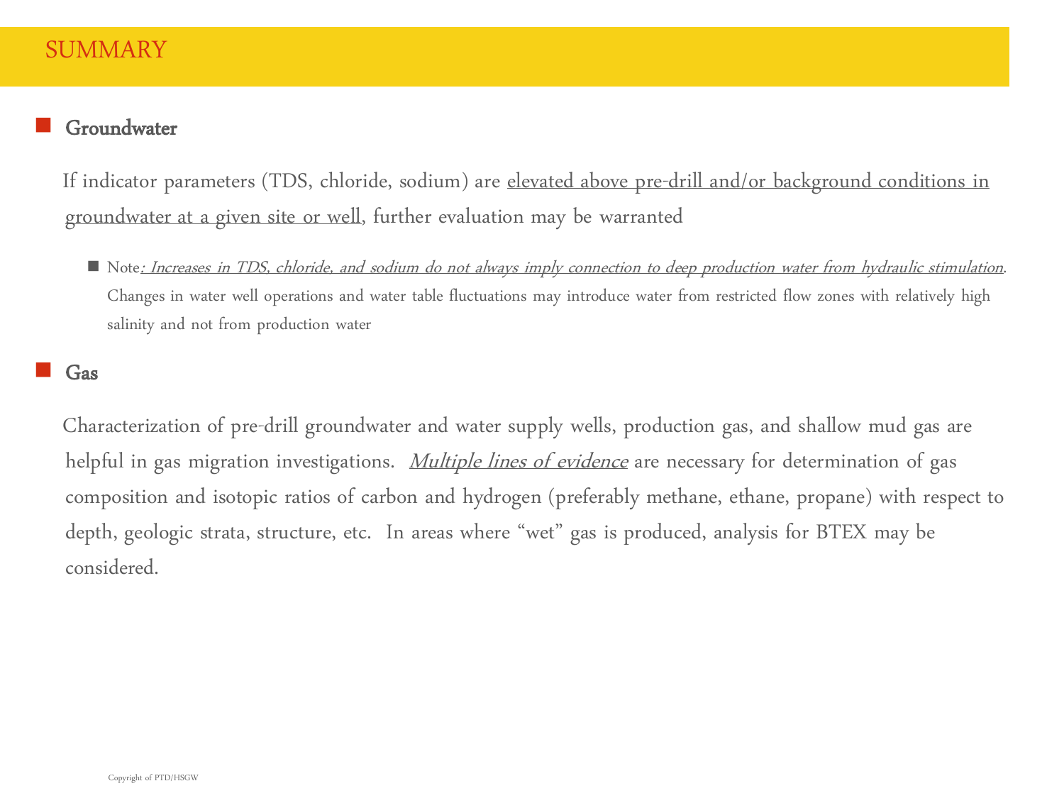# SUMMARY

- **Groundwater**

If indicator parameters (TDS, chloride, sodium) are elevated above pre-drill and/or background conditions in groundwater at a given site or well, further evaluation may be warranted

  - Note*: Increases in TDS, chloride, and sodium do not always imply connection to deep production water from hydraulic stimulation*. Changes in water well operations and water table fluctuations may introduce water from restricted flow zones with relatively high salinity and not from production water

- **Gas**

Characterization of pre-drill groundwater and water supply wells, production gas, and shallow mud gas are helpful in gas migration investigations. *Multiple lines of evidence* are necessary for determination of gas composition and isotopic ratios of carbon and hydrogen (preferably methane, ethane, propane) with respect to depth, geologic strata, structure, etc. In areas where "wet" gas is produced, analysis for BTEX may be considered.

Copyright of PTD/HSGW